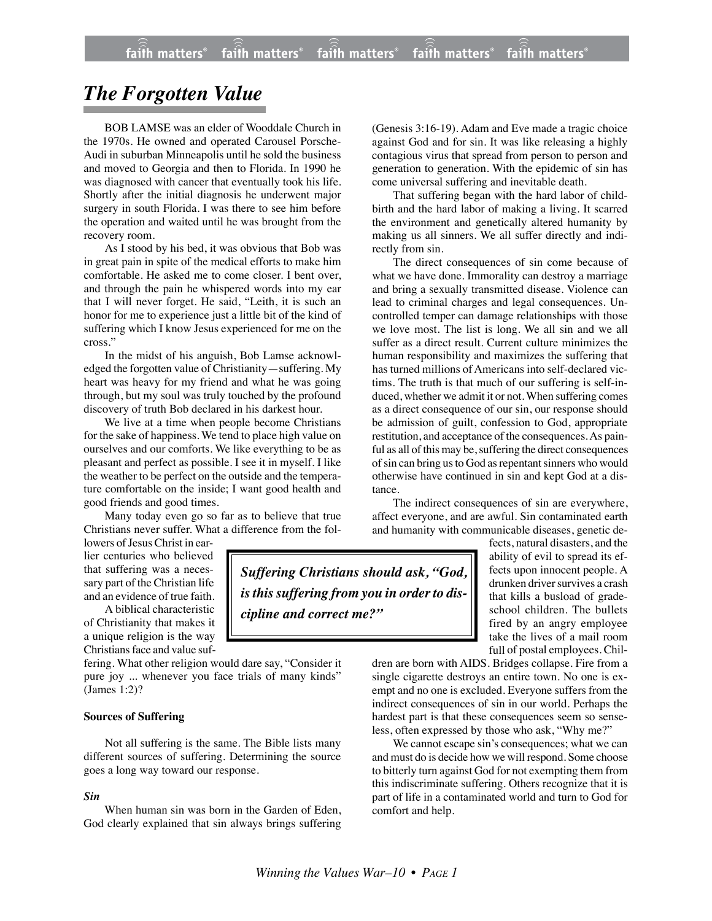# *The Forgotten Value*

BOB LAMSE was an elder of Wooddale Church in the 1970s. He owned and operated Carousel Porsche-Audi in suburban Minneapolis until he sold the business and moved to Georgia and then to Florida. In 1990 he was diagnosed with cancer that eventually took his life. Shortly after the initial diagnosis he underwent major surgery in south Florida. I was there to see him before the operation and waited until he was brought from the recovery room.

As I stood by his bed, it was obvious that Bob was in great pain in spite of the medical efforts to make him comfortable. He asked me to come closer. I bent over, and through the pain he whispered words into my ear that I will never forget. He said, "Leith, it is such an honor for me to experience just a little bit of the kind of suffering which I know Jesus experienced for me on the cross."

In the midst of his anguish, Bob Lamse acknowledged the forgotten value of Christianity—suffering. My heart was heavy for my friend and what he was going through, but my soul was truly touched by the profound discovery of truth Bob declared in his darkest hour.

We live at a time when people become Christians for the sake of happiness. We tend to place high value on ourselves and our comforts. We like everything to be as pleasant and perfect as possible. I see it in myself. I like the weather to be perfect on the outside and the temperature comfortable on the inside; I want good health and good friends and good times.

Many today even go so far as to believe that true Christians never suffer. What a difference from the followers of Jesus Christ in earlier centuries who believed that suffering was a necessary part of the Christian life and an evidence of true faith.

A biblical characteristic of Christianity that makes it a unique religion is the way Christians face and value suffering. What other religion would dare say, "Consider it pure joy ... whenever you face trials of many kinds" (James 1:2)?

### Sources of Suffering

Not all suffering is the same. The Bible lists many different sources of suffering. Determining the source goes a long way toward our response.

#### *Sin*

When human sin was born in the Garden of Eden, God clearly explained that sin always brings suffering (Genesis 3:16-19). Adam and Eve made a tragic choice against God and for sin. It was like releasing a highly contagious virus that spread from person to person and generation to generation. With the epidemic of sin has come universal suffering and inevitable death.

That suffering began with the hard labor of childbirth and the hard labor of making a living. It scarred the environment and genetically altered humanity by making us all sinners. We all suffer directly and indirectly from sin.

The direct consequences of sin come because of what we have done. Immorality can destroy a marriage and bring a sexually transmitted disease. Violence can lead to criminal charges and legal consequences. Uncontrolled temper can damage relationships with those we love most. The list is long. We all sin and we all suffer as a direct result. Current culture minimizes the human responsibility and maximizes the suffering that has turned millions of Americans into self-declared victims. The truth is that much of our suffering is self-induced, whether we admit it or not. When suffering comes as a direct consequence of our sin, our response should be admission of guilt, confession to God, appropriate restitution, and acceptance of the consequences. As painful as all of this may be, suffering the direct consequences of sin can bring us to God as repentant sinners who would otherwise have continued in sin and kept God at a distance.

The indirect consequences of sin are everywhere, affect everyone, and are awful. Sin contaminated earth and humanity with communicable diseases, genetic defects, natural disasters, and the ability of evil to spread its effects upon innocent people. A drunken driver survives a crash that kills a busload of grade-school children. The bullets fired by an angry employee take the lives of a mail room full of postal employees. Children are born with AIDS. Bridges collapse. Fire from a single cigarette destroys an entire town. No one is exempt and no one is excluded. Everyone suffers from the indirect consequences of sin in our world. Perhaps the hardest part is that these consequences seem so senseless, often expressed by those who ask, "Why me?"

We cannot escape sin's consequences; what we can and must do is decide how we will respond. Some choose to bitterly turn against God for not exempting them from this indiscriminate suffering. Others recognize that it is part of life in a contaminated world and turn to God for comfort and help.

> ***Suffering Christians should ask, "God, is this suffering from you in order to discipline and correct me?"***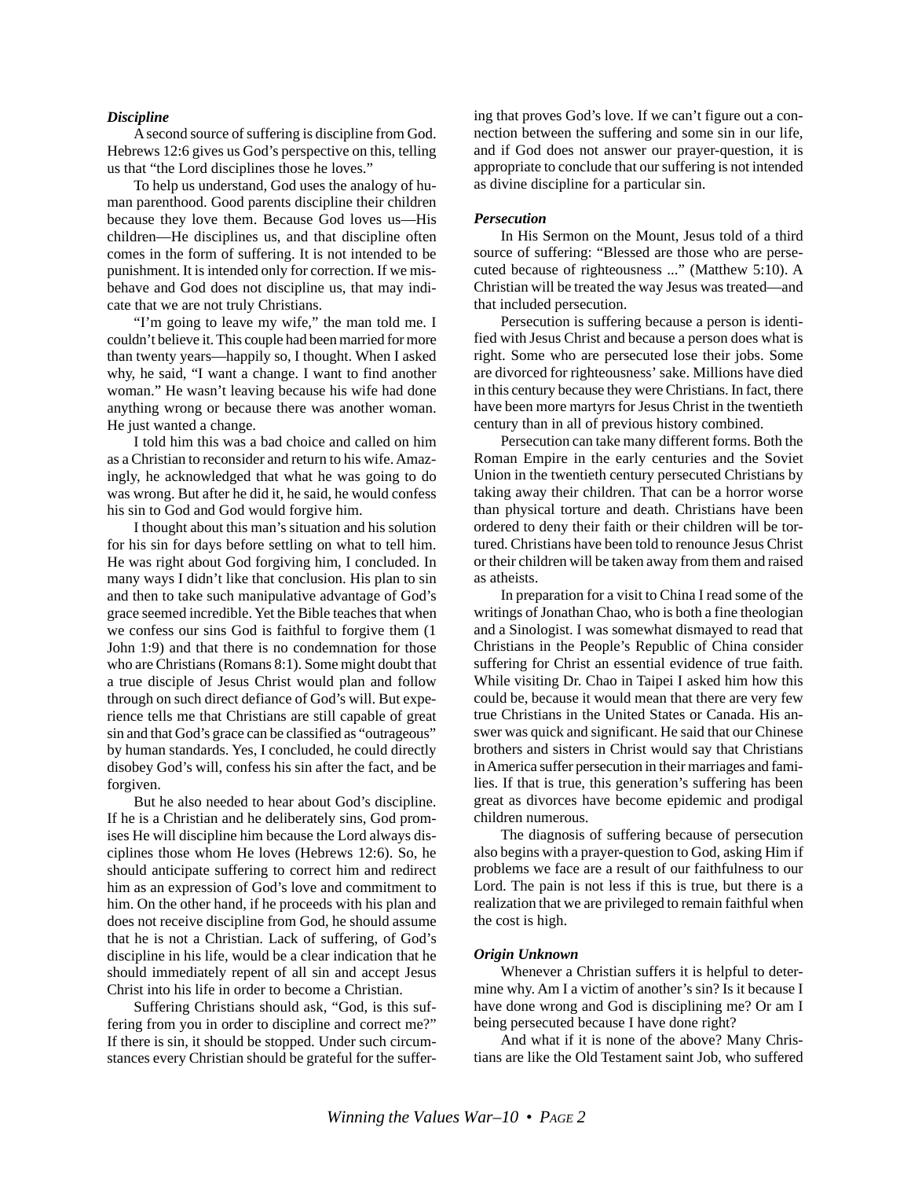***Discipline***

A second source of suffering is discipline from God. Hebrews 12:6 gives us God's perspective on this, telling us that "the Lord disciplines those he loves."

To help us understand, God uses the analogy of human parenthood. Good parents discipline their children because they love them. Because God loves us—His children—He disciplines us, and that discipline often comes in the form of suffering. It is not intended to be punishment. It is intended only for correction. If we misbehave and God does not discipline us, that may indicate that we are not truly Christians.

"I'm going to leave my wife," the man told me. I couldn't believe it. This couple had been married for more than twenty years—happily so, I thought. When I asked why, he said, "I want a change. I want to find another woman." He wasn't leaving because his wife had done anything wrong or because there was another woman. He just wanted a change.

I told him this was a bad choice and called on him as a Christian to reconsider and return to his wife. Amazingly, he acknowledged that what he was going to do was wrong. But after he did it, he said, he would confess his sin to God and God would forgive him.

I thought about this man's situation and his solution for his sin for days before settling on what to tell him. He was right about God forgiving him, I concluded. In many ways I didn't like that conclusion. His plan to sin and then to take such manipulative advantage of God's grace seemed incredible. Yet the Bible teaches that when we confess our sins God is faithful to forgive them (1 John 1:9) and that there is no condemnation for those who are Christians (Romans 8:1). Some might doubt that a true disciple of Jesus Christ would plan and follow through on such direct defiance of God's will. But experience tells me that Christians are still capable of great sin and that God's grace can be classified as "outrageous" by human standards. Yes, I concluded, he could directly disobey God's will, confess his sin after the fact, and be forgiven.

But he also needed to hear about God's discipline. If he is a Christian and he deliberately sins, God promises He will discipline him because the Lord always disciplines those whom He loves (Hebrews 12:6). So, he should anticipate suffering to correct him and redirect him as an expression of God's love and commitment to him. On the other hand, if he proceeds with his plan and does not receive discipline from God, he should assume that he is not a Christian. Lack of suffering, of God's discipline in his life, would be a clear indication that he should immediately repent of all sin and accept Jesus Christ into his life in order to become a Christian.

Suffering Christians should ask, "God, is this suffering from you in order to discipline and correct me?" If there is sin, it should be stopped. Under such circumstances every Christian should be grateful for the suffering that proves God's love. If we can't figure out a connection between the suffering and some sin in our life, and if God does not answer our prayer-question, it is appropriate to conclude that our suffering is not intended as divine discipline for a particular sin.

***Persecution***

In His Sermon on the Mount, Jesus told of a third source of suffering: "Blessed are those who are persecuted because of righteousness ..." (Matthew 5:10). A Christian will be treated the way Jesus was treated—and that included persecution.

Persecution is suffering because a person is identified with Jesus Christ and because a person does what is right. Some who are persecuted lose their jobs. Some are divorced for righteousness' sake. Millions have died in this century because they were Christians. In fact, there have been more martyrs for Jesus Christ in the twentieth century than in all of previous history combined.

Persecution can take many different forms. Both the Roman Empire in the early centuries and the Soviet Union in the twentieth century persecuted Christians by taking away their children. That can be a horror worse than physical torture and death. Christians have been ordered to deny their faith or their children will be tortured. Christians have been told to renounce Jesus Christ or their children will be taken away from them and raised as atheists.

In preparation for a visit to China I read some of the writings of Jonathan Chao, who is both a fine theologian and a Sinologist. I was somewhat dismayed to read that Christians in the People's Republic of China consider suffering for Christ an essential evidence of true faith. While visiting Dr. Chao in Taipei I asked him how this could be, because it would mean that there are very few true Christians in the United States or Canada. His answer was quick and significant. He said that our Chinese brothers and sisters in Christ would say that Christians in America suffer persecution in their marriages and families. If that is true, this generation's suffering has been great as divorces have become epidemic and prodigal children numerous.

The diagnosis of suffering because of persecution also begins with a prayer-question to God, asking Him if problems we face are a result of our faithfulness to our Lord. The pain is not less if this is true, but there is a realization that we are privileged to remain faithful when the cost is high.

***Origin Unknown***

Whenever a Christian suffers it is helpful to determine why. Am I a victim of another's sin? Is it because I have done wrong and God is disciplining me? Or am I being persecuted because I have done right?

And what if it is none of the above? Many Christians are like the Old Testament saint Job, who suffered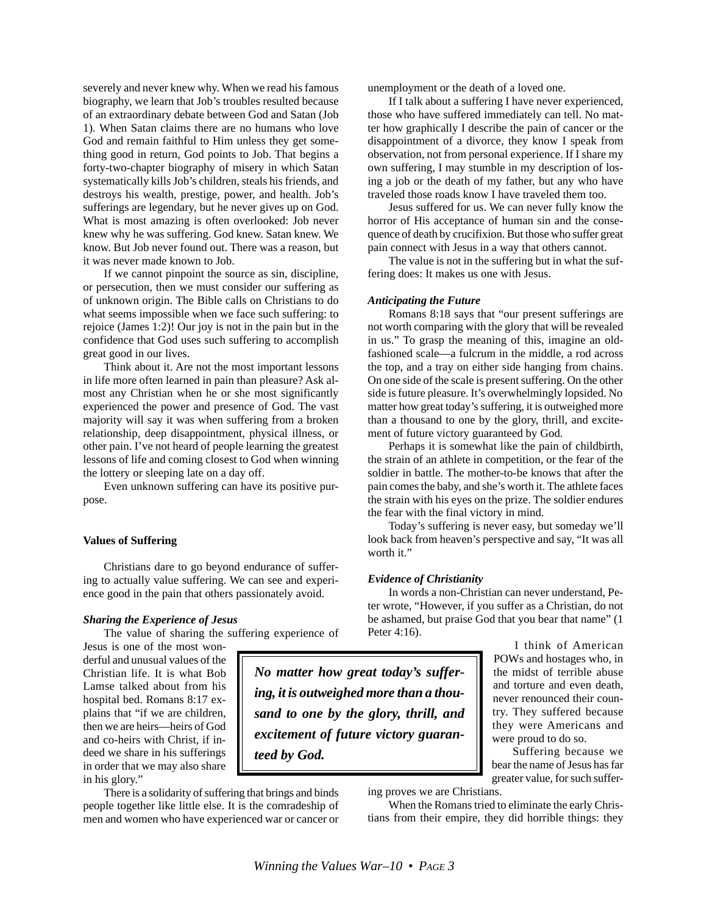severely and never knew why. When we read his famous biography, we learn that Job's troubles resulted because of an extraordinary debate between God and Satan (Job 1). When Satan claims there are no humans who love God and remain faithful to Him unless they get something good in return, God points to Job. That begins a forty-two-chapter biography of misery in which Satan systematically kills Job's children, steals his friends, and destroys his wealth, prestige, power, and health. Job's sufferings are legendary, but he never gives up on God. What is most amazing is often overlooked: Job never knew why he was suffering. God knew. Satan knew. We know. But Job never found out. There was a reason, but it was never made known to Job.

If we cannot pinpoint the source as sin, discipline, or persecution, then we must consider our suffering as of unknown origin. The Bible calls on Christians to do what seems impossible when we face such suffering: to rejoice (James 1:2)! Our joy is not in the pain but in the confidence that God uses such suffering to accomplish great good in our lives.

Think about it. Are not the most important lessons in life more often learned in pain than pleasure? Ask almost any Christian when he or she most significantly experienced the power and presence of God. The vast majority will say it was when suffering from a broken relationship, deep disappointment, physical illness, or other pain. I've not heard of people learning the greatest lessons of life and coming closest to God when winning the lottery or sleeping late on a day off.

Even unknown suffering can have its positive purpose.

**Values of Suffering**

Christians dare to go beyond endurance of suffering to actually value suffering. We can see and experience good in the pain that others passionately avoid.

***Sharing the Experience of Jesus***

The value of sharing the suffering experience of Jesus is one of the most wonderful and unusual values of the Christian life. It is what Bob Lamse talked about from his hospital bed. Romans 8:17 explains that "if we are children, then we are heirs—heirs of God and co-heirs with Christ, if indeed we share in his sufferings in order that we may also share in his glory."

There is a solidarity of suffering that brings and binds people together like little else. It is the comradeship of men and women who have experienced war or cancer or unemployment or the death of a loved one.

If I talk about a suffering I have never experienced, those who have suffered immediately can tell. No matter how graphically I describe the pain of cancer or the disappointment of a divorce, they know I speak from observation, not from personal experience. If I share my own suffering, I may stumble in my description of losing a job or the death of my father, but any who have traveled those roads know I have traveled them too.

Jesus suffered for us. We can never fully know the horror of His acceptance of human sin and the consequence of death by crucifixion. But those who suffer great pain connect with Jesus in a way that others cannot.

The value is not in the suffering but in what the suffering does: It makes us one with Jesus.

***Anticipating the Future***

Romans 8:18 says that "our present sufferings are not worth comparing with the glory that will be revealed in us." To grasp the meaning of this, imagine an old-fashioned scale—a fulcrum in the middle, a rod across the top, and a tray on either side hanging from chains. On one side of the scale is present suffering. On the other side is future pleasure. It's overwhelmingly lopsided. No matter how great today's suffering, it is outweighed more than a thousand to one by the glory, thrill, and excitement of future victory guaranteed by God.

Perhaps it is somewhat like the pain of childbirth, the strain of an athlete in competition, or the fear of the soldier in battle. The mother-to-be knows that after the pain comes the baby, and she's worth it. The athlete faces the strain with his eyes on the prize. The soldier endures the fear with the final victory in mind.

Today's suffering is never easy, but someday we'll look back from heaven's perspective and say, "It was all worth it."

***Evidence of Christianity***

In words a non-Christian can never understand, Peter wrote, "However, if you suffer as a Christian, do not be ashamed, but praise God that you bear that name" (1 Peter 4:16).

> ***No matter how great today's suffering, it is outweighed more than a thousand to one by the glory, thrill, and excitement of future victory guaranteed by God.***

I think of American POWs and hostages who, in the midst of terrible abuse and torture and even death, never renounced their country. They suffered because they were Americans and were proud to do so.

Suffering because we bear the name of Jesus has far greater value, for such suffering proves we are Christians.

When the Romans tried to eliminate the early Christians from their empire, they did horrible things: they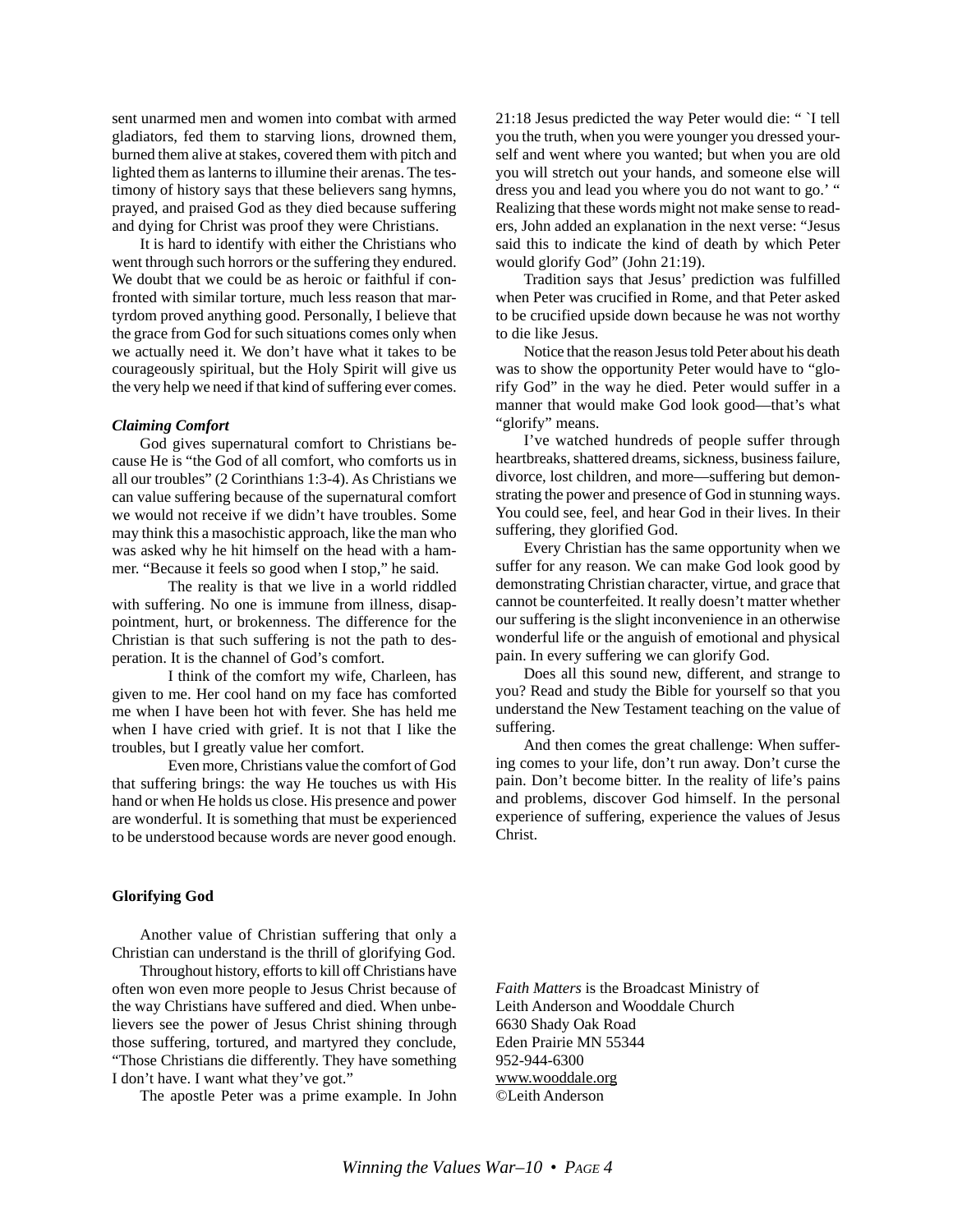sent unarmed men and women into combat with armed gladiators, fed them to starving lions, drowned them, burned them alive at stakes, covered them with pitch and lighted them as lanterns to illumine their arenas. The testimony of history says that these believers sang hymns, prayed, and praised God as they died because suffering and dying for Christ was proof they were Christians.

It is hard to identify with either the Christians who went through such horrors or the suffering they endured. We doubt that we could be as heroic or faithful if confronted with similar torture, much less reason that martyrdom proved anything good. Personally, I believe that the grace from God for such situations comes only when we actually need it. We don't have what it takes to be courageously spiritual, but the Holy Spirit will give us the very help we need if that kind of suffering ever comes.

***Claiming Comfort***

God gives supernatural comfort to Christians because He is "the God of all comfort, who comforts us in all our troubles" (2 Corinthians 1:3-4). As Christians we can value suffering because of the supernatural comfort we would not receive if we didn't have troubles. Some may think this a masochistic approach, like the man who was asked why he hit himself on the head with a hammer. "Because it feels so good when I stop," he said.

The reality is that we live in a world riddled with suffering. No one is immune from illness, disappointment, hurt, or brokenness. The difference for the Christian is that such suffering is not the path to desperation. It is the channel of God's comfort.

I think of the comfort my wife, Charleen, has given to me. Her cool hand on my face has comforted me when I have been hot with fever. She has held me when I have cried with grief. It is not that I like the troubles, but I greatly value her comfort.

Even more, Christians value the comfort of God that suffering brings: the way He touches us with His hand or when He holds us close. His presence and power are wonderful. It is something that must be experienced to be understood because words are never good enough.

**Glorifying God**

Another value of Christian suffering that only a Christian can understand is the thrill of glorifying God.

Throughout history, efforts to kill off Christians have often won even more people to Jesus Christ because of the way Christians have suffered and died. When unbelievers see the power of Jesus Christ shining through those suffering, tortured, and martyred they conclude, "Those Christians die differently. They have something I don't have. I want what they've got."

The apostle Peter was a prime example. In John 21:18 Jesus predicted the way Peter would die: " `I tell you the truth, when you were younger you dressed yourself and went where you wanted; but when you are old you will stretch out your hands, and someone else will dress you and lead you where you do not want to go.' " Realizing that these words might not make sense to readers, John added an explanation in the next verse: "Jesus said this to indicate the kind of death by which Peter would glorify God" (John 21:19).

Tradition says that Jesus' prediction was fulfilled when Peter was crucified in Rome, and that Peter asked to be crucified upside down because he was not worthy to die like Jesus.

Notice that the reason Jesus told Peter about his death was to show the opportunity Peter would have to "glorify God" in the way he died. Peter would suffer in a manner that would make God look good—that's what "glorify" means.

I've watched hundreds of people suffer through heartbreaks, shattered dreams, sickness, business failure, divorce, lost children, and more—suffering but demonstrating the power and presence of God in stunning ways. You could see, feel, and hear God in their lives. In their suffering, they glorified God.

Every Christian has the same opportunity when we suffer for any reason. We can make God look good by demonstrating Christian character, virtue, and grace that cannot be counterfeited. It really doesn't matter whether our suffering is the slight inconvenience in an otherwise wonderful life or the anguish of emotional and physical pain. In every suffering we can glorify God.

Does all this sound new, different, and strange to you? Read and study the Bible for yourself so that you understand the New Testament teaching on the value of suffering.

And then comes the great challenge: When suffering comes to your life, don't run away. Don't curse the pain. Don't become bitter. In the reality of life's pains and problems, discover God himself. In the personal experience of suffering, experience the values of Jesus Christ.

*Faith Matters* is the Broadcast Ministry of
Leith Anderson and Wooddale Church
6630 Shady Oak Road
Eden Prairie MN 55344
952-944-6300
www.wooddale.org
©Leith Anderson